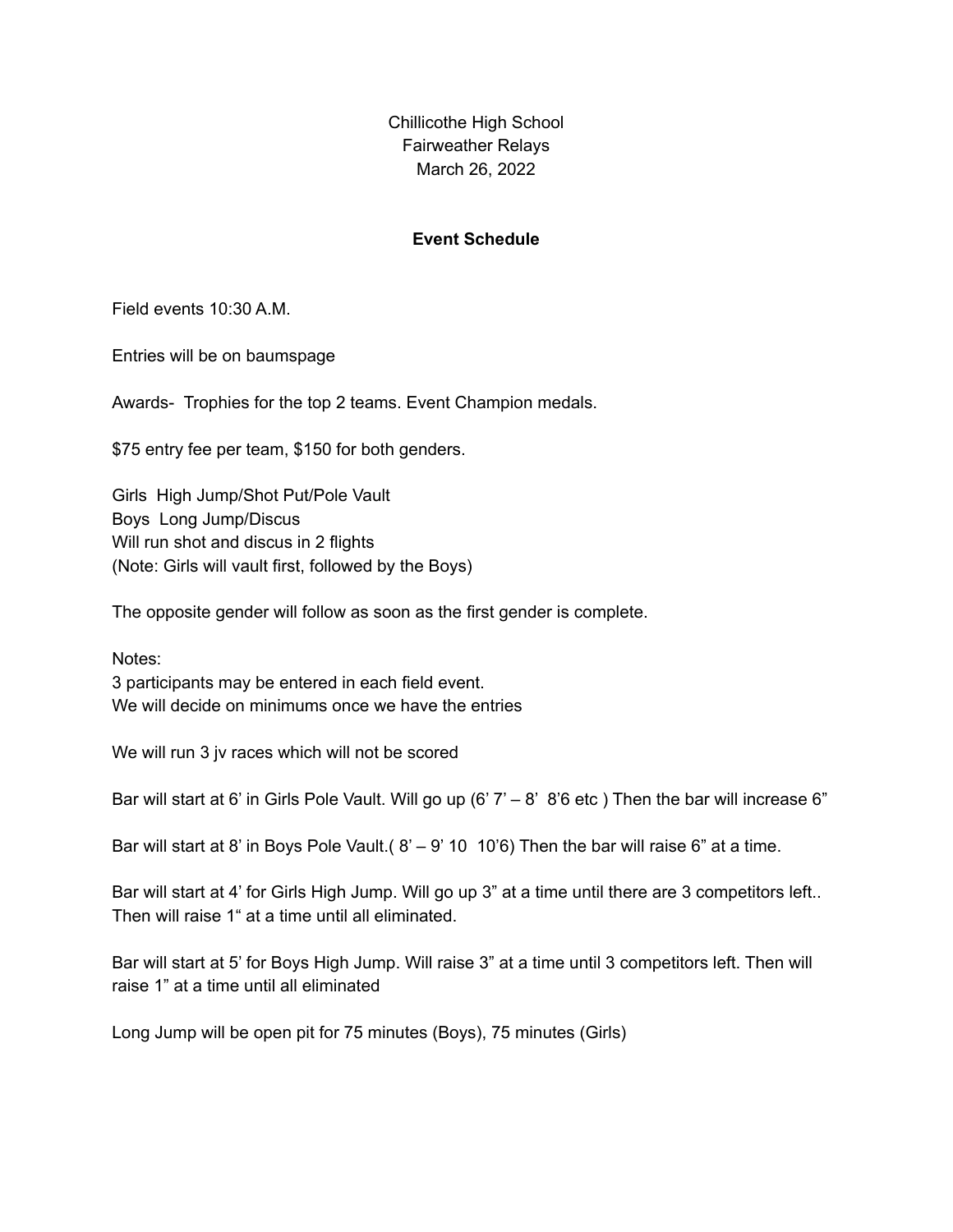Chillicothe High School
Fairweather Relays
March 26, 2022

**Event Schedule**

Field events 10:30 A.M.

Entries will be on baumspage

Awards- Trophies for the top 2 teams. Event Champion medals.

$75 entry fee per team, $150 for both genders.

Girls High Jump/Shot Put/Pole Vault
Boys Long Jump/Discus
Will run shot and discus in 2 flights
(Note: Girls will vault first, followed by the Boys)

The opposite gender will follow as soon as the first gender is complete.

Notes:
3 participants may be entered in each field event.
We will decide on minimums once we have the entries

We will run 3 jv races which will not be scored

Bar will start at 6' in Girls Pole Vault. Will go up (6' 7' – 8' 8'6 etc ) Then the bar will increase 6"

Bar will start at 8' in Boys Pole Vault.( 8' – 9' 10 10'6) Then the bar will raise 6" at a time.

Bar will start at 4' for Girls High Jump. Will go up 3" at a time until there are 3 competitors left.. Then will raise 1" at a time until all eliminated.

Bar will start at 5' for Boys High Jump. Will raise 3" at a time until 3 competitors left. Then will raise 1" at a time until all eliminated

Long Jump will be open pit for 75 minutes (Boys), 75 minutes (Girls)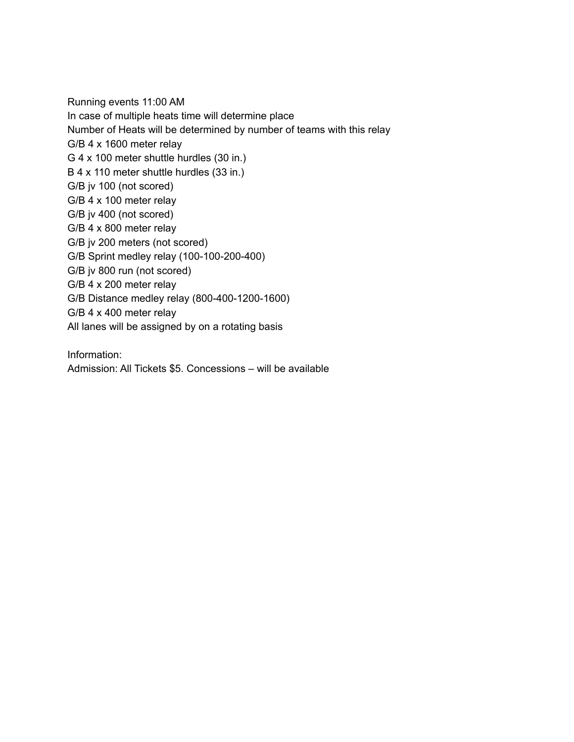Running events 11:00 AM
In case of multiple heats time will determine place
Number of Heats will be determined by number of teams with this relay
G/B 4 x 1600 meter relay
G 4 x 100 meter shuttle hurdles (30 in.)
B 4 x 110 meter shuttle hurdles (33 in.)
G/B jv 100 (not scored)
G/B 4 x 100 meter relay
G/B jv 400 (not scored)
G/B 4 x 800 meter relay
G/B jv 200 meters (not scored)
G/B Sprint medley relay (100-100-200-400)
G/B jv 800 run (not scored)
G/B 4 x 200 meter relay
G/B Distance medley relay (800-400-1200-1600)
G/B 4 x 400 meter relay
All lanes will be assigned by on a rotating basis

Information:
Admission: All Tickets $5. Concessions – will be available